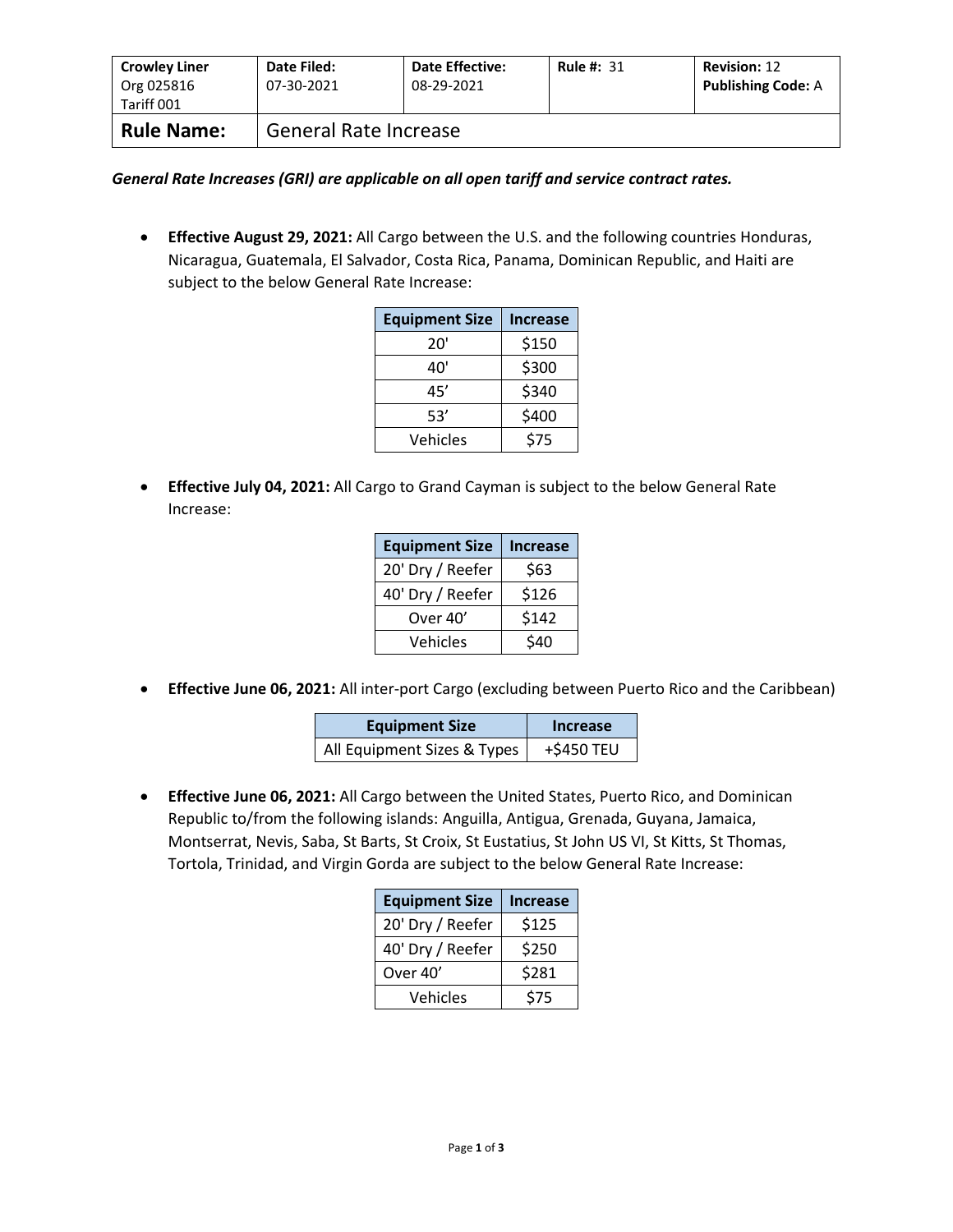| Crowley Liner Org 025816 Tariff 001 | Date Filed: 07-30-2021 | Date Effective: 08-29-2021 | Rule #: 31 | Revision: 12 Publishing Code: A |
|---|---|---|---|---|
| **Rule Name:** | General Rate Increase | | | |

***General Rate Increases (GRI) are applicable on all open tariff and service contract rates.***

- **Effective August 29, 2021:** All Cargo between the U.S. and the following countries Honduras, Nicaragua, Guatemala, El Salvador, Costa Rica, Panama, Dominican Republic, and Haiti are subject to the below General Rate Increase:

| Equipment Size | Increase |
|---|---|
| 20' | $150 |
| 40' | $300 |
| 45’ | $340 |
| 53’ | $400 |
| Vehicles | $75 |

- **Effective July 04, 2021:** All Cargo to Grand Cayman is subject to the below General Rate Increase:

| Equipment Size | Increase |
|---|---|
| 20' Dry / Reefer | $63 |
| 40' Dry / Reefer | $126 |
| Over 40’ | $142 |
| Vehicles | $40 |

- **Effective June 06, 2021:** All inter-port Cargo (excluding between Puerto Rico and the Caribbean)

| Equipment Size | Increase |
|---|---|
| All Equipment Sizes & Types | +$450 TEU |

- **Effective June 06, 2021:** All Cargo between the United States, Puerto Rico, and Dominican Republic to/from the following islands: Anguilla, Antigua, Grenada, Guyana, Jamaica, Montserrat, Nevis, Saba, St Barts, St Croix, St Eustatius, St John US VI, St Kitts, St Thomas, Tortola, Trinidad, and Virgin Gorda are subject to the below General Rate Increase:

| Equipment Size | Increase |
|---|---|
| 20' Dry / Reefer | $125 |
| 40' Dry / Reefer | $250 |
| Over 40’ | $281 |
| Vehicles | $75 |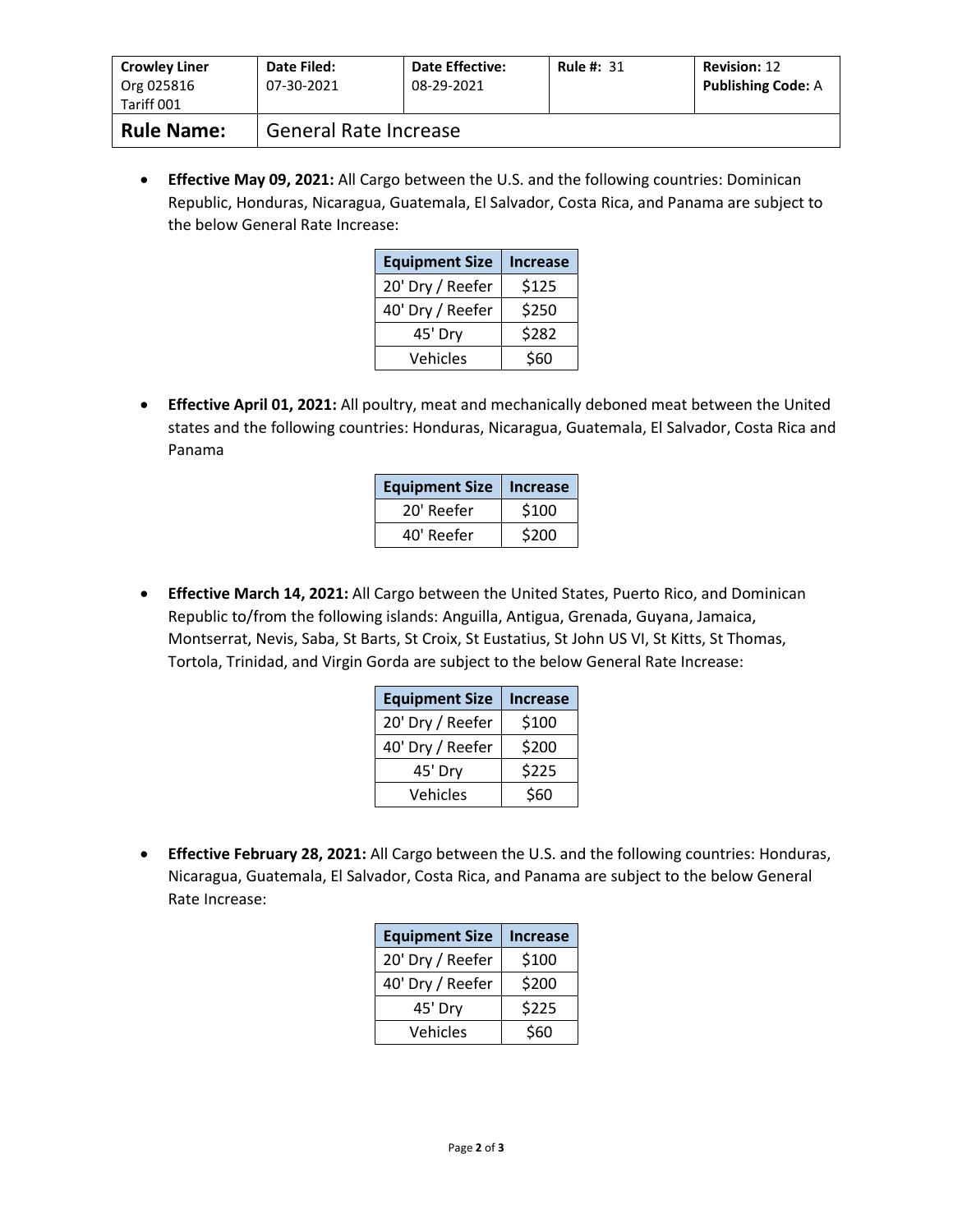| Crowley Liner Org 025816 Tariff 001 | Date Filed: 07-30-2021 | Date Effective: 08-29-2021 | Rule #: 31 | Revision: 12 Publishing Code: A |
|---|---|---|---|---|
| **Rule Name:** | General Rate Increase | | | |

- **Effective May 09, 2021:** All Cargo between the U.S. and the following countries: Dominican Republic, Honduras, Nicaragua, Guatemala, El Salvador, Costa Rica, and Panama are subject to the below General Rate Increase:

| Equipment Size | Increase |
|---|---|
| 20' Dry / Reefer | $125 |
| 40' Dry / Reefer | $250 |
| 45' Dry | $282 |
| Vehicles | $60 |

- **Effective April 01, 2021:** All poultry, meat and mechanically deboned meat between the United states and the following countries: Honduras, Nicaragua, Guatemala, El Salvador, Costa Rica and Panama

| Equipment Size | Increase |
|---|---|
| 20' Reefer | $100 |
| 40' Reefer | $200 |

- **Effective March 14, 2021:** All Cargo between the United States, Puerto Rico, and Dominican Republic to/from the following islands: Anguilla, Antigua, Grenada, Guyana, Jamaica, Montserrat, Nevis, Saba, St Barts, St Croix, St Eustatius, St John US VI, St Kitts, St Thomas, Tortola, Trinidad, and Virgin Gorda are subject to the below General Rate Increase:

| Equipment Size | Increase |
|---|---|
| 20' Dry / Reefer | $100 |
| 40' Dry / Reefer | $200 |
| 45' Dry | $225 |
| Vehicles | $60 |

- **Effective February 28, 2021:** All Cargo between the U.S. and the following countries: Honduras, Nicaragua, Guatemala, El Salvador, Costa Rica, and Panama are subject to the below General Rate Increase:

| Equipment Size | Increase |
|---|---|
| 20' Dry / Reefer | $100 |
| 40' Dry / Reefer | $200 |
| 45' Dry | $225 |
| Vehicles | $60 |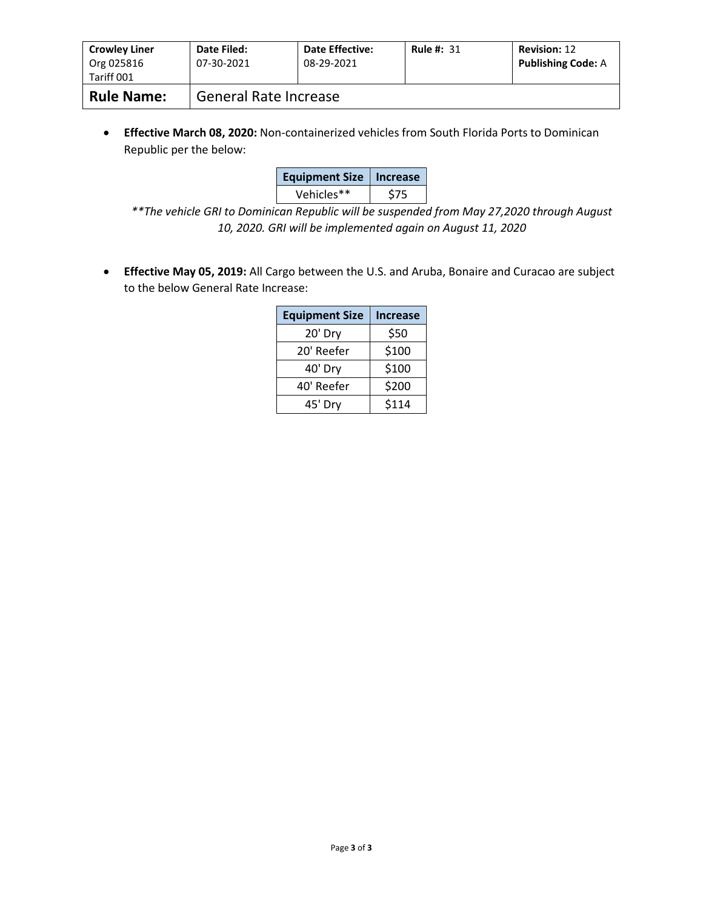| Crowley Liner Org 025816 Tariff 001 | Date Filed: 07-30-2021 | Date Effective: 08-29-2021 | Rule #: 31 | Revision: 12 Publishing Code: A |
|---|---|---|---|---|
| **Rule Name:** | General Rate Increase | | | |

- **Effective March 08, 2020:** Non-containerized vehicles from South Florida Ports to Dominican Republic per the below:

| Equipment Size | Increase |
|---|---|
| Vehicles** | $75 |

*\**The vehicle GRI to Dominican Republic will be suspended from May 27,2020 through August 10, 2020. GRI will be implemented again on August 11, 2020*

- **Effective May 05, 2019:** All Cargo between the U.S. and Aruba, Bonaire and Curacao are subject to the below General Rate Increase:

| Equipment Size | Increase |
|---|---|
| 20' Dry | $50 |
| 20' Reefer | $100 |
| 40' Dry | $100 |
| 40' Reefer | $200 |
| 45' Dry | $114 |